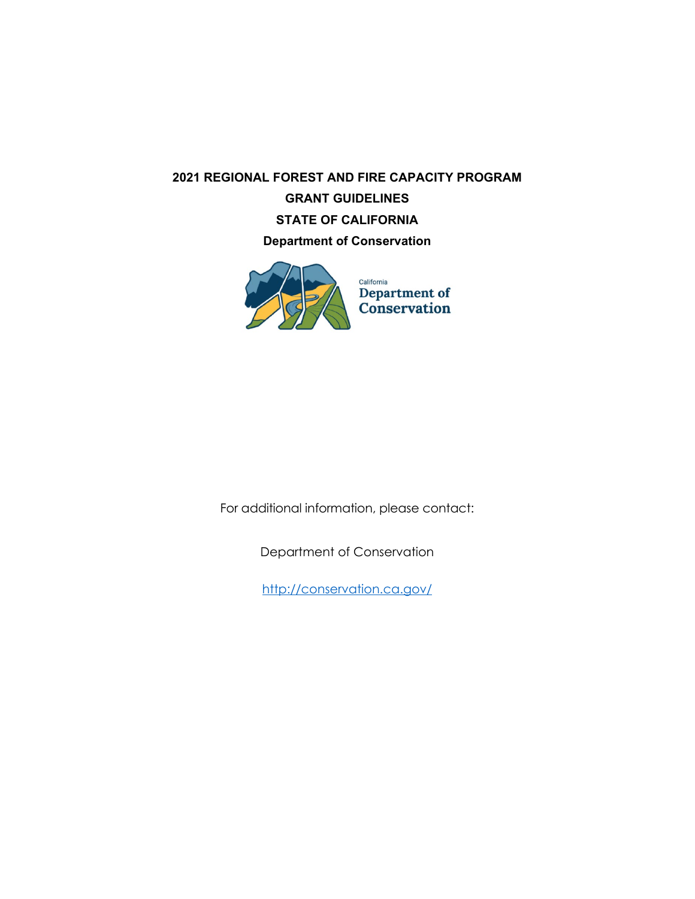# 2021 REGIONAL FOREST AND FIRE CAPACITY PROGRAM

## GRANT GUIDELINES

## STATE OF CALIFORNIA

### Department of Conservation

For additional information, please contact:

Department of Conservation

http://conservation.ca.gov/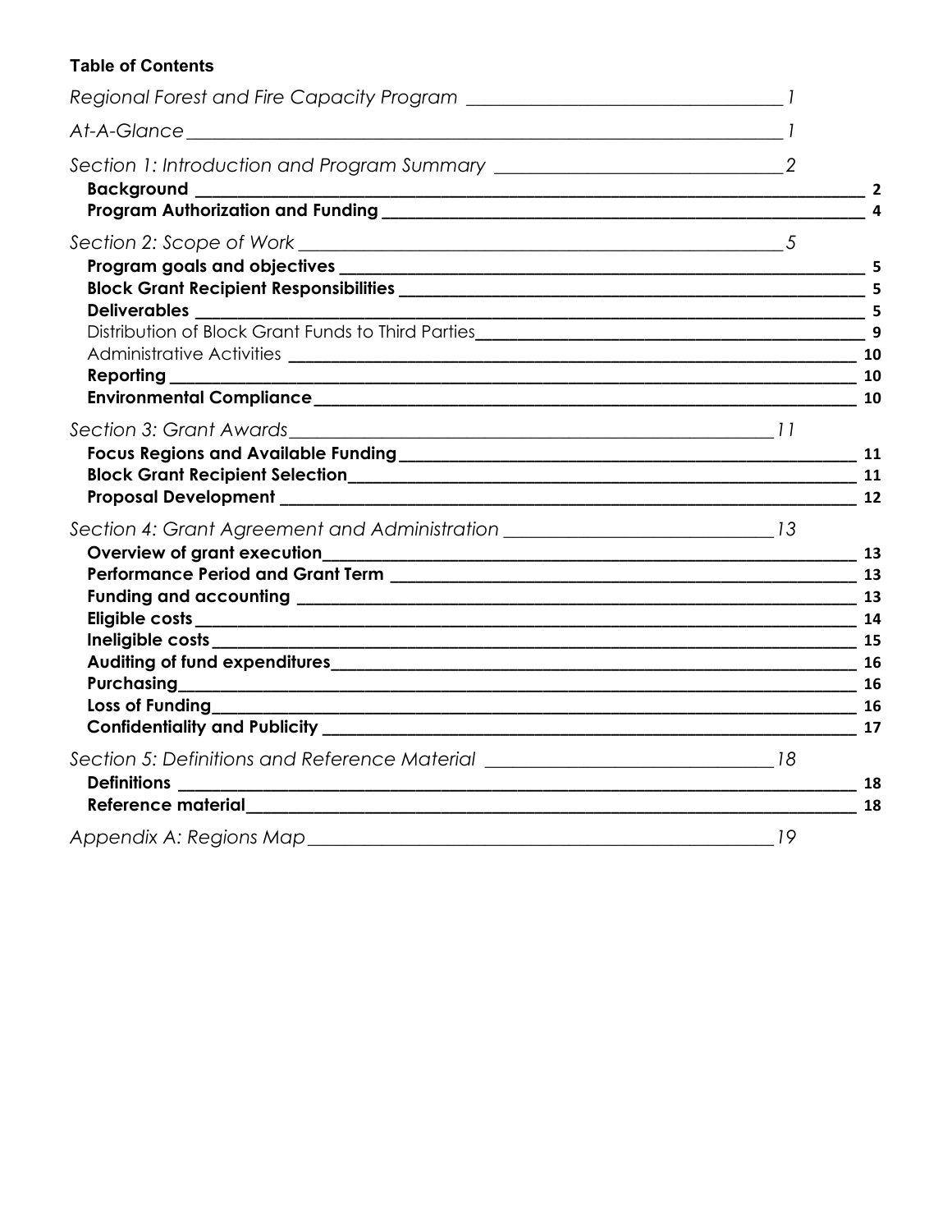**Table of Contents**

*Regional Forest and Fire Capacity Program* ____ 1

*At-A-Glance* ____ 1

*Section 1: Introduction and Program Summary* ____ 2

- **Background** ____ 2
- **Program Authorization and Funding** ____ 4

*Section 2: Scope of Work* ____ 5

- **Program goals and objectives** ____ 5
- **Block Grant Recipient Responsibilities** ____ 5
- **Deliverables** ____ 5
- Distribution of Block Grant Funds to Third Parties ____ 9
- Administrative Activities ____ 10
- **Reporting** ____ 10
- **Environmental Compliance** ____ 10

*Section 3: Grant Awards* ____ 11

- **Focus Regions and Available Funding** ____ 11
- **Block Grant Recipient Selection** ____ 11
- **Proposal Development** ____ 12

*Section 4: Grant Agreement and Administration* ____ 13

- **Overview of grant execution** ____ 13
- **Performance Period and Grant Term** ____ 13
- **Funding and accounting** ____ 13
- **Eligible costs** ____ 14
- **Ineligible costs** ____ 15
- **Auditing of fund expenditures** ____ 16
- **Purchasing** ____ 16
- **Loss of Funding** ____ 16
- **Confidentiality and Publicity** ____ 17

*Section 5: Definitions and Reference Material* ____ 18

- **Definitions** ____ 18
- **Reference material** ____ 18

*Appendix A: Regions Map* ____ 19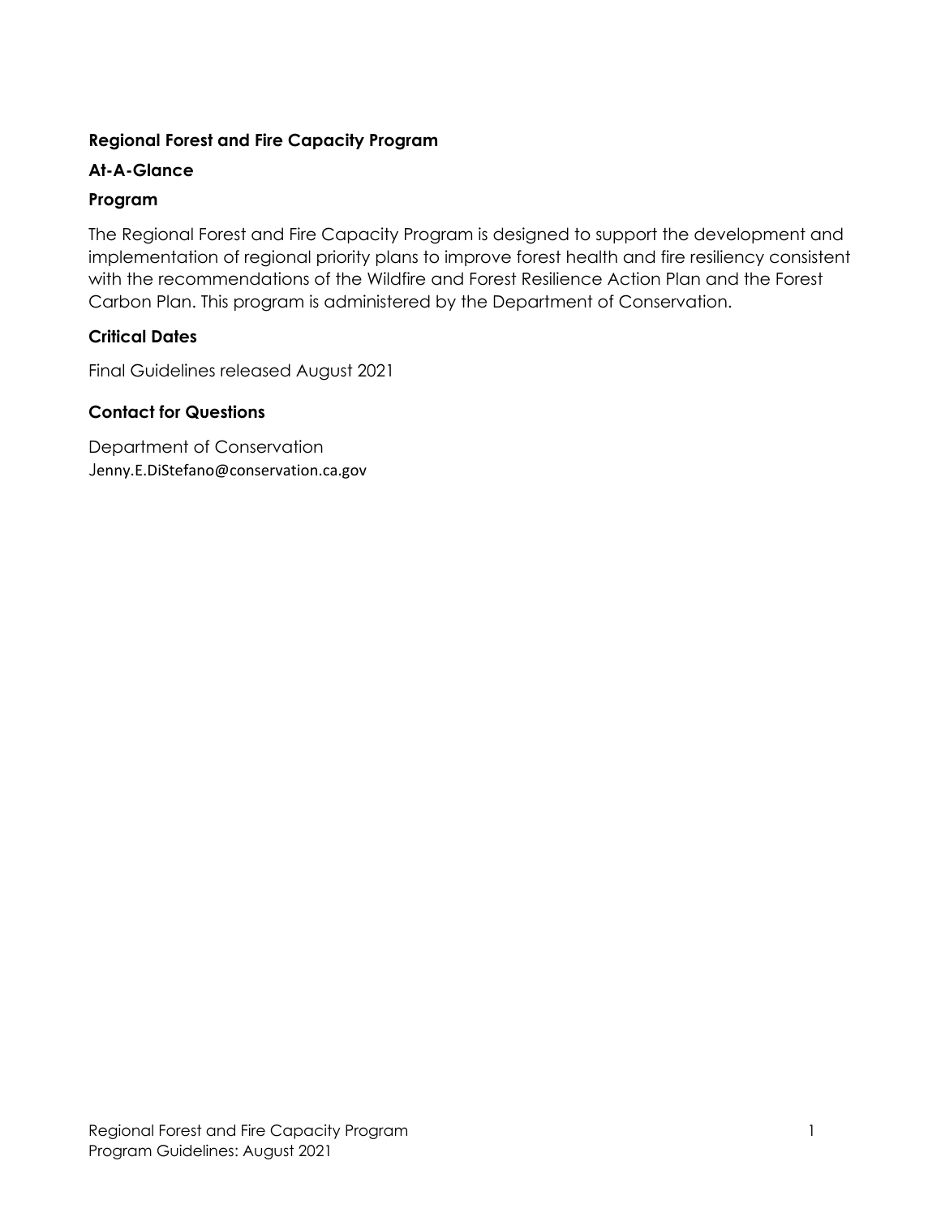# Regional Forest and Fire Capacity Program

## At-A-Glance

### Program

The Regional Forest and Fire Capacity Program is designed to support the development and implementation of regional priority plans to improve forest health and fire resiliency consistent with the recommendations of the Wildfire and Forest Resilience Action Plan and the Forest Carbon Plan. This program is administered by the Department of Conservation.

### Critical Dates

Final Guidelines released August 2021

### Contact for Questions

Department of Conservation
Jenny.E.DiStefano@conservation.ca.gov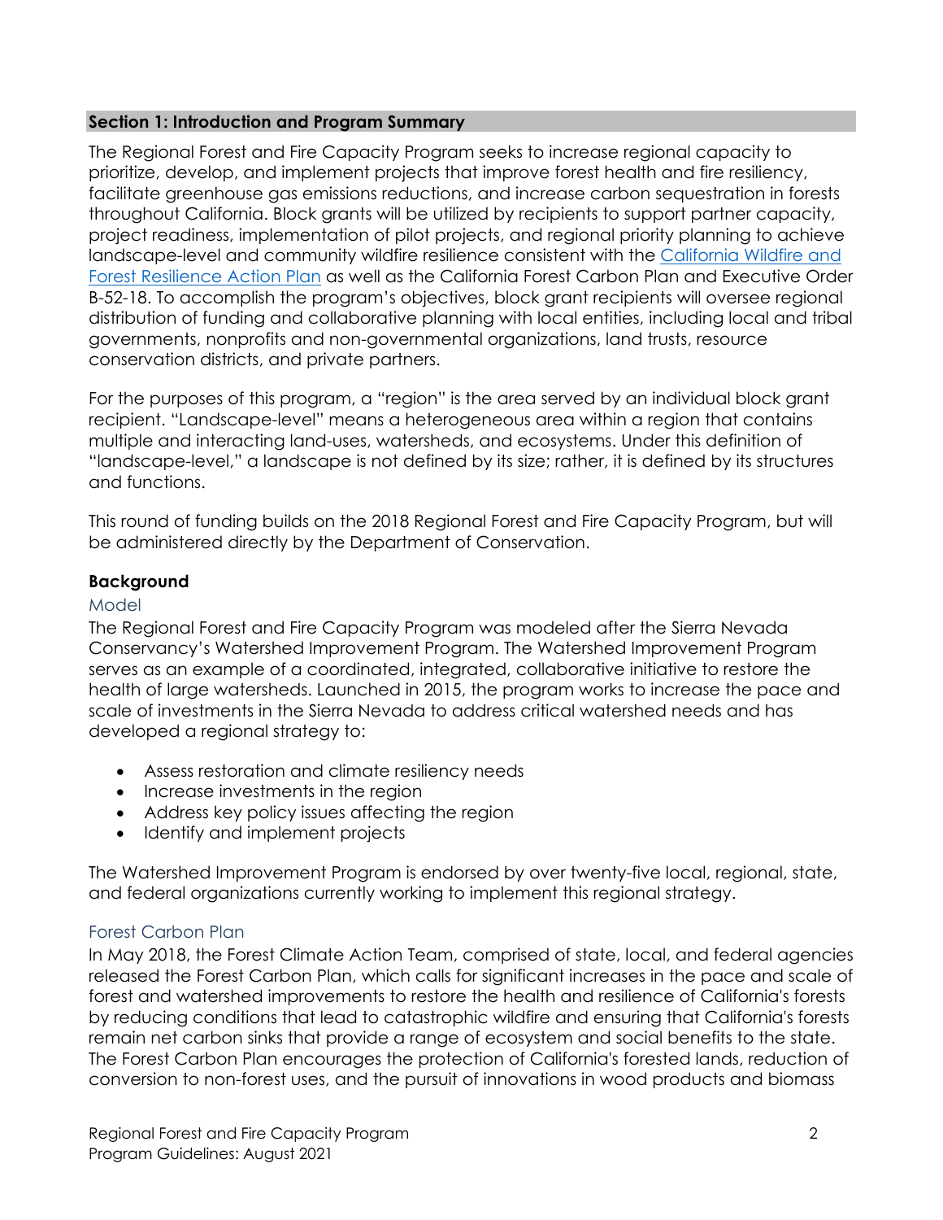## Section 1: Introduction and Program Summary

The Regional Forest and Fire Capacity Program seeks to increase regional capacity to prioritize, develop, and implement projects that improve forest health and fire resiliency, facilitate greenhouse gas emissions reductions, and increase carbon sequestration in forests throughout California. Block grants will be utilized by recipients to support partner capacity, project readiness, implementation of pilot projects, and regional priority planning to achieve landscape-level and community wildfire resilience consistent with the [California Wildfire and Forest Resilience Action Plan](#) as well as the California Forest Carbon Plan and Executive Order B-52-18. To accomplish the program's objectives, block grant recipients will oversee regional distribution of funding and collaborative planning with local entities, including local and tribal governments, nonprofits and non-governmental organizations, land trusts, resource conservation districts, and private partners.

For the purposes of this program, a "region" is the area served by an individual block grant recipient. "Landscape-level" means a heterogeneous area within a region that contains multiple and interacting land-uses, watersheds, and ecosystems. Under this definition of "landscape-level," a landscape is not defined by its size; rather, it is defined by its structures and functions.

This round of funding builds on the 2018 Regional Forest and Fire Capacity Program, but will be administered directly by the Department of Conservation.

### Background

#### Model

The Regional Forest and Fire Capacity Program was modeled after the Sierra Nevada Conservancy's Watershed Improvement Program. The Watershed Improvement Program serves as an example of a coordinated, integrated, collaborative initiative to restore the health of large watersheds. Launched in 2015, the program works to increase the pace and scale of investments in the Sierra Nevada to address critical watershed needs and has developed a regional strategy to:

- Assess restoration and climate resiliency needs
- Increase investments in the region
- Address key policy issues affecting the region
- Identify and implement projects

The Watershed Improvement Program is endorsed by over twenty-five local, regional, state, and federal organizations currently working to implement this regional strategy.

#### Forest Carbon Plan

In May 2018, the Forest Climate Action Team, comprised of state, local, and federal agencies released the Forest Carbon Plan, which calls for significant increases in the pace and scale of forest and watershed improvements to restore the health and resilience of California's forests by reducing conditions that lead to catastrophic wildfire and ensuring that California's forests remain net carbon sinks that provide a range of ecosystem and social benefits to the state. The Forest Carbon Plan encourages the protection of California's forested lands, reduction of conversion to non-forest uses, and the pursuit of innovations in wood products and biomass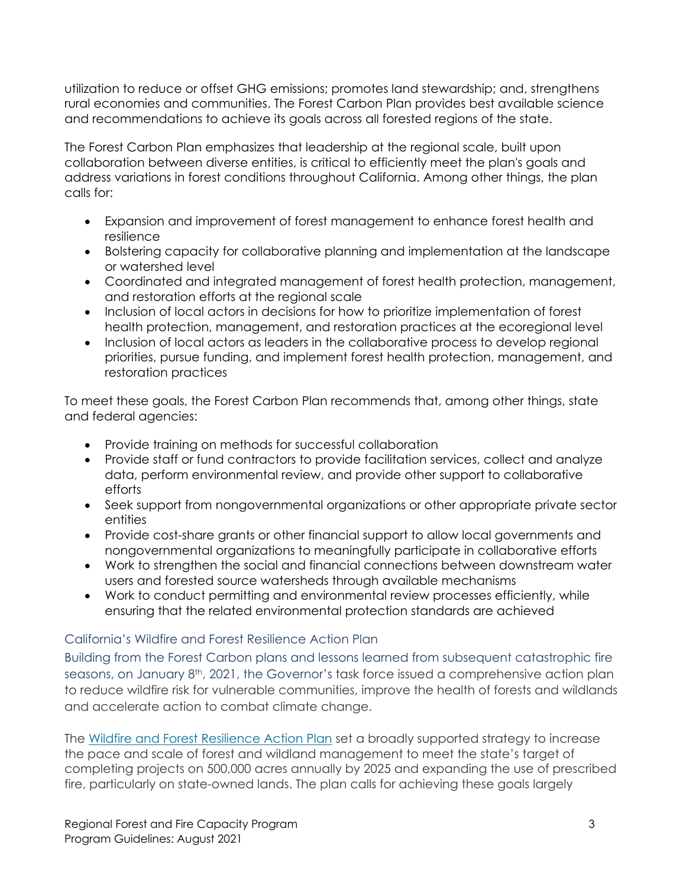utilization to reduce or offset GHG emissions; promotes land stewardship; and, strengthens rural economies and communities. The Forest Carbon Plan provides best available science and recommendations to achieve its goals across all forested regions of the state.

The Forest Carbon Plan emphasizes that leadership at the regional scale, built upon collaboration between diverse entities, is critical to efficiently meet the plan's goals and address variations in forest conditions throughout California. Among other things, the plan calls for:

- Expansion and improvement of forest management to enhance forest health and resilience
- Bolstering capacity for collaborative planning and implementation at the landscape or watershed level
- Coordinated and integrated management of forest health protection, management, and restoration efforts at the regional scale
- Inclusion of local actors in decisions for how to prioritize implementation of forest health protection, management, and restoration practices at the ecoregional level
- Inclusion of local actors as leaders in the collaborative process to develop regional priorities, pursue funding, and implement forest health protection, management, and restoration practices

To meet these goals, the Forest Carbon Plan recommends that, among other things, state and federal agencies:

- Provide training on methods for successful collaboration
- Provide staff or fund contractors to provide facilitation services, collect and analyze data, perform environmental review, and provide other support to collaborative efforts
- Seek support from nongovernmental organizations or other appropriate private sector entities
- Provide cost-share grants or other financial support to allow local governments and nongovernmental organizations to meaningfully participate in collaborative efforts
- Work to strengthen the social and financial connections between downstream water users and forested source watersheds through available mechanisms
- Work to conduct permitting and environmental review processes efficiently, while ensuring that the related environmental protection standards are achieved

### California's Wildfire and Forest Resilience Action Plan

Building from the Forest Carbon plans and lessons learned from subsequent catastrophic fire seasons, on January 8th, 2021, the Governor's task force issued a comprehensive action plan to reduce wildfire risk for vulnerable communities, improve the health of forests and wildlands and accelerate action to combat climate change.

The Wildfire and Forest Resilience Action Plan set a broadly supported strategy to increase the pace and scale of forest and wildland management to meet the state's target of completing projects on 500,000 acres annually by 2025 and expanding the use of prescribed fire, particularly on state-owned lands. The plan calls for achieving these goals largely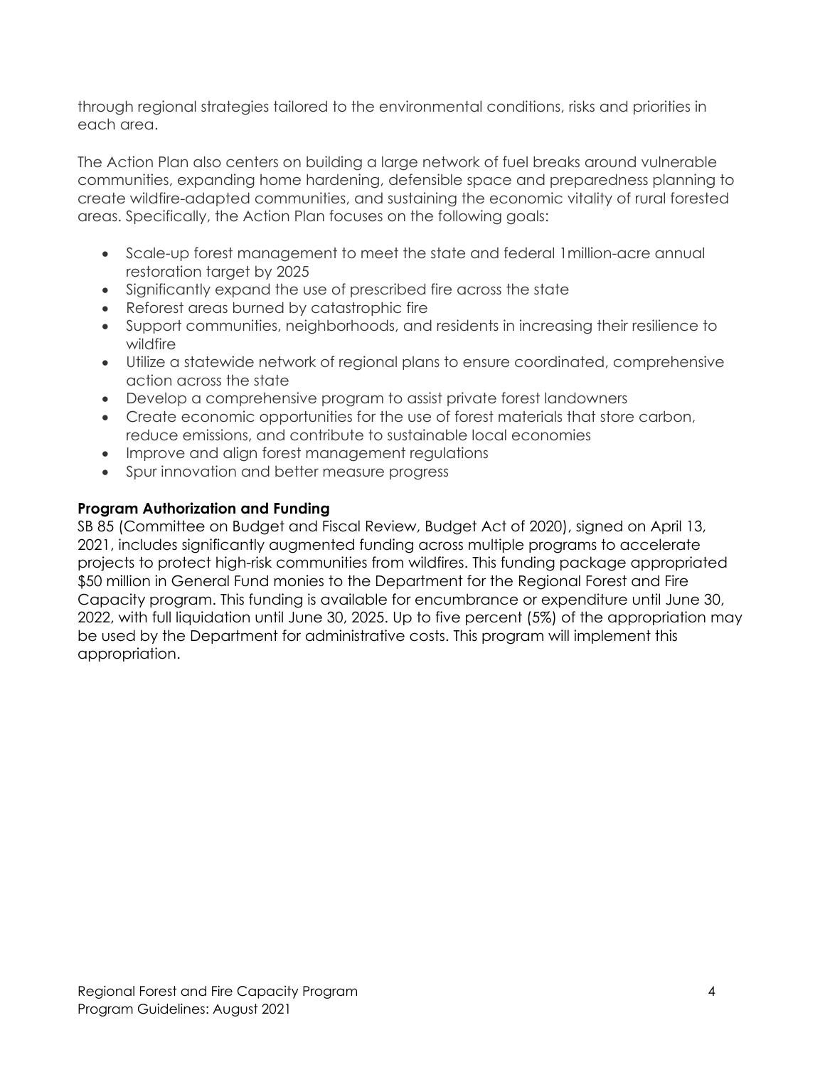through regional strategies tailored to the environmental conditions, risks and priorities in each area.

The Action Plan also centers on building a large network of fuel breaks around vulnerable communities, expanding home hardening, defensible space and preparedness planning to create wildfire-adapted communities, and sustaining the economic vitality of rural forested areas. Specifically, the Action Plan focuses on the following goals:

- Scale-up forest management to meet the state and federal 1million-acre annual restoration target by 2025
- Significantly expand the use of prescribed fire across the state
- Reforest areas burned by catastrophic fire
- Support communities, neighborhoods, and residents in increasing their resilience to wildfire
- Utilize a statewide network of regional plans to ensure coordinated, comprehensive action across the state
- Develop a comprehensive program to assist private forest landowners
- Create economic opportunities for the use of forest materials that store carbon, reduce emissions, and contribute to sustainable local economies
- Improve and align forest management regulations
- Spur innovation and better measure progress

**Program Authorization and Funding**

SB 85 (Committee on Budget and Fiscal Review, Budget Act of 2020), signed on April 13, 2021, includes significantly augmented funding across multiple programs to accelerate projects to protect high-risk communities from wildfires. This funding package appropriated $50 million in General Fund monies to the Department for the Regional Forest and Fire Capacity program. This funding is available for encumbrance or expenditure until June 30, 2022, with full liquidation until June 30, 2025. Up to five percent (5%) of the appropriation may be used by the Department for administrative costs. This program will implement this appropriation.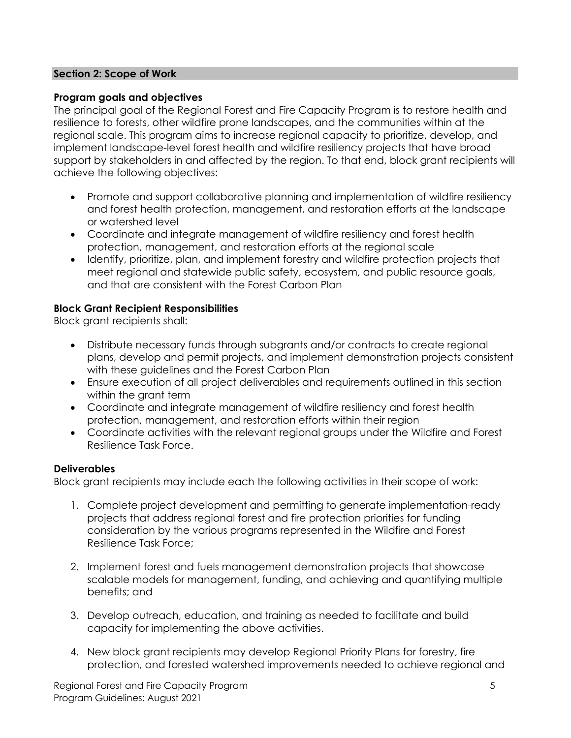## Section 2: Scope of Work

### Program goals and objectives

The principal goal of the Regional Forest and Fire Capacity Program is to restore health and resilience to forests, other wildfire prone landscapes, and the communities within at the regional scale. This program aims to increase regional capacity to prioritize, develop, and implement landscape-level forest health and wildfire resiliency projects that have broad support by stakeholders in and affected by the region. To that end, block grant recipients will achieve the following objectives:

- Promote and support collaborative planning and implementation of wildfire resiliency and forest health protection, management, and restoration efforts at the landscape or watershed level
- Coordinate and integrate management of wildfire resiliency and forest health protection, management, and restoration efforts at the regional scale
- Identify, prioritize, plan, and implement forestry and wildfire protection projects that meet regional and statewide public safety, ecosystem, and public resource goals, and that are consistent with the Forest Carbon Plan

### Block Grant Recipient Responsibilities

Block grant recipients shall:

- Distribute necessary funds through subgrants and/or contracts to create regional plans, develop and permit projects, and implement demonstration projects consistent with these guidelines and the Forest Carbon Plan
- Ensure execution of all project deliverables and requirements outlined in this section within the grant term
- Coordinate and integrate management of wildfire resiliency and forest health protection, management, and restoration efforts within their region
- Coordinate activities with the relevant regional groups under the Wildfire and Forest Resilience Task Force.

### Deliverables

Block grant recipients may include each the following activities in their scope of work:

1. Complete project development and permitting to generate implementation-ready projects that address regional forest and fire protection priorities for funding consideration by the various programs represented in the Wildfire and Forest Resilience Task Force;

2. Implement forest and fuels management demonstration projects that showcase scalable models for management, funding, and achieving and quantifying multiple benefits; and

3. Develop outreach, education, and training as needed to facilitate and build capacity for implementing the above activities.

4. New block grant recipients may develop Regional Priority Plans for forestry, fire protection, and forested watershed improvements needed to achieve regional and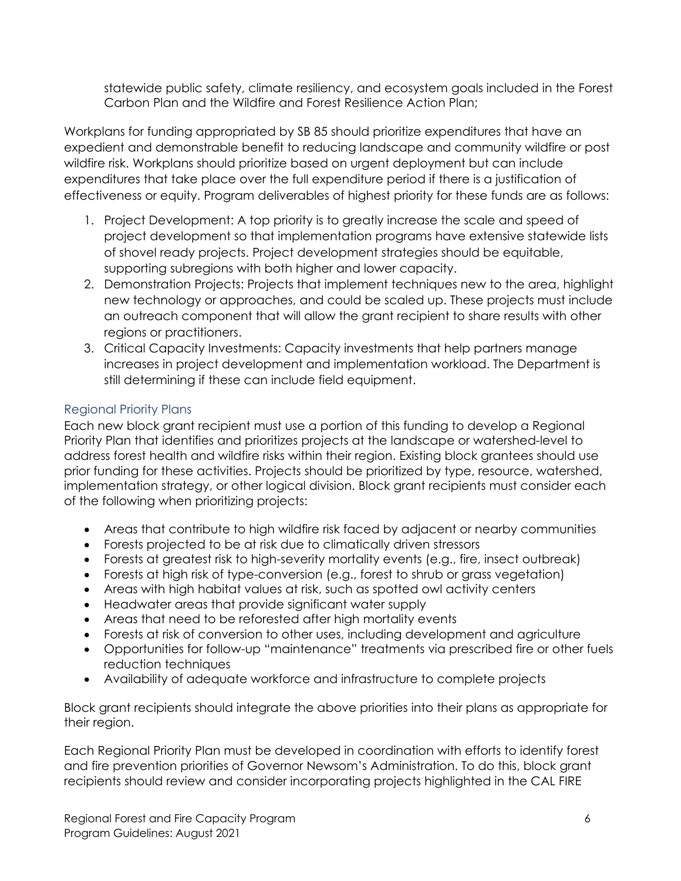statewide public safety, climate resiliency, and ecosystem goals included in the Forest Carbon Plan and the Wildfire and Forest Resilience Action Plan;

Workplans for funding appropriated by SB 85 should prioritize expenditures that have an expedient and demonstrable benefit to reducing landscape and community wildfire or post wildfire risk. Workplans should prioritize based on urgent deployment but can include expenditures that take place over the full expenditure period if there is a justification of effectiveness or equity. Program deliverables of highest priority for these funds are as follows:

1. Project Development: A top priority is to greatly increase the scale and speed of project development so that implementation programs have extensive statewide lists of shovel ready projects. Project development strategies should be equitable, supporting subregions with both higher and lower capacity.
2. Demonstration Projects: Projects that implement techniques new to the area, highlight new technology or approaches, and could be scaled up. These projects must include an outreach component that will allow the grant recipient to share results with other regions or practitioners.
3. Critical Capacity Investments: Capacity investments that help partners manage increases in project development and implementation workload. The Department is still determining if these can include field equipment.

### Regional Priority Plans

Each new block grant recipient must use a portion of this funding to develop a Regional Priority Plan that identifies and prioritizes projects at the landscape or watershed-level to address forest health and wildfire risks within their region. Existing block grantees should use prior funding for these activities. Projects should be prioritized by type, resource, watershed, implementation strategy, or other logical division. Block grant recipients must consider each of the following when prioritizing projects:

- Areas that contribute to high wildfire risk faced by adjacent or nearby communities
- Forests projected to be at risk due to climatically driven stressors
- Forests at greatest risk to high-severity mortality events (e.g., fire, insect outbreak)
- Forests at high risk of type-conversion (e.g., forest to shrub or grass vegetation)
- Areas with high habitat values at risk, such as spotted owl activity centers
- Headwater areas that provide significant water supply
- Areas that need to be reforested after high mortality events
- Forests at risk of conversion to other uses, including development and agriculture
- Opportunities for follow-up "maintenance" treatments via prescribed fire or other fuels reduction techniques
- Availability of adequate workforce and infrastructure to complete projects

Block grant recipients should integrate the above priorities into their plans as appropriate for their region.

Each Regional Priority Plan must be developed in coordination with efforts to identify forest and fire prevention priorities of Governor Newsom's Administration. To do this, block grant recipients should review and consider incorporating projects highlighted in the CAL FIRE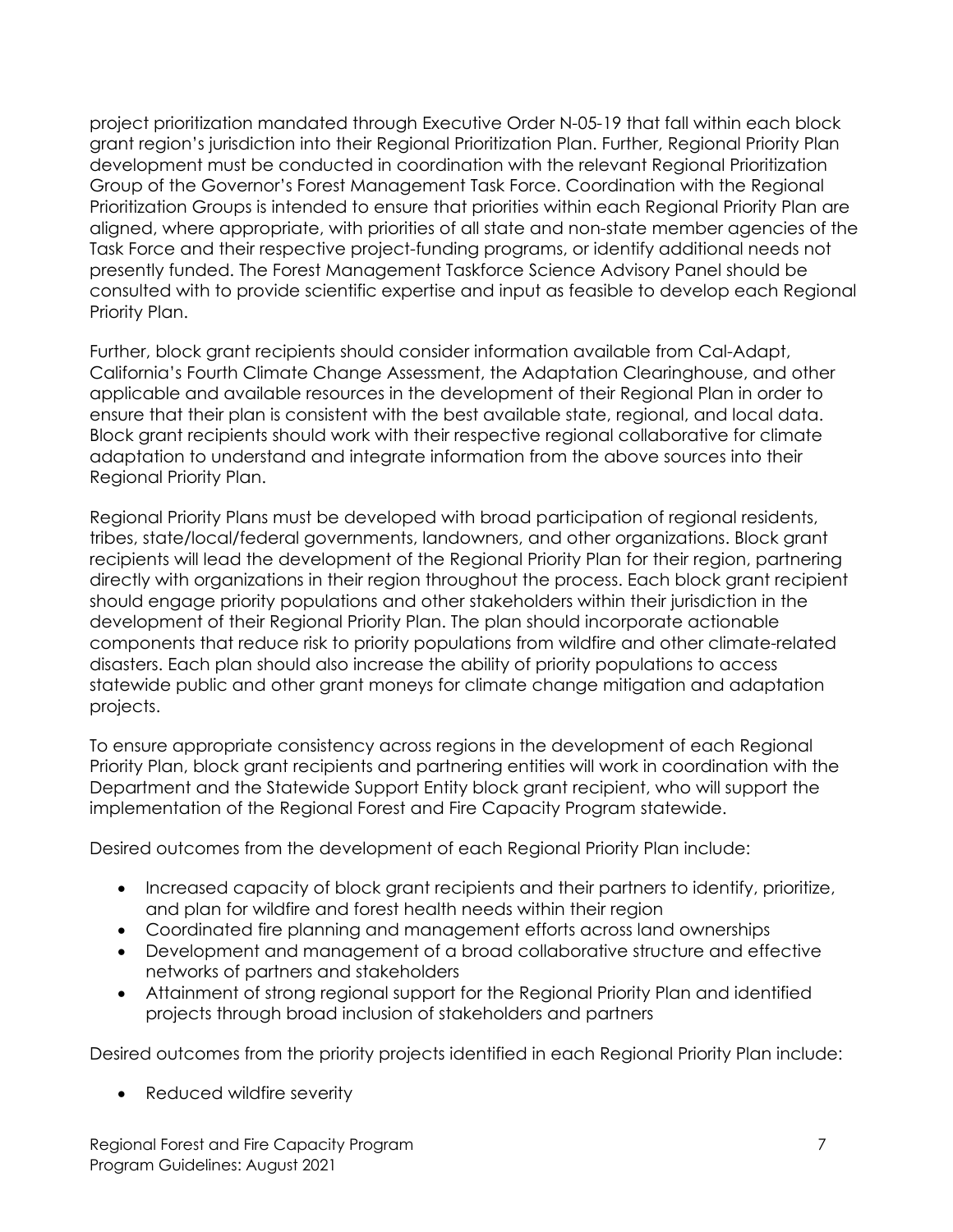project prioritization mandated through Executive Order N-05-19 that fall within each block grant region's jurisdiction into their Regional Prioritization Plan. Further, Regional Priority Plan development must be conducted in coordination with the relevant Regional Prioritization Group of the Governor's Forest Management Task Force. Coordination with the Regional Prioritization Groups is intended to ensure that priorities within each Regional Priority Plan are aligned, where appropriate, with priorities of all state and non-state member agencies of the Task Force and their respective project-funding programs, or identify additional needs not presently funded. The Forest Management Taskforce Science Advisory Panel should be consulted with to provide scientific expertise and input as feasible to develop each Regional Priority Plan.

Further, block grant recipients should consider information available from Cal-Adapt, California's Fourth Climate Change Assessment, the Adaptation Clearinghouse, and other applicable and available resources in the development of their Regional Plan in order to ensure that their plan is consistent with the best available state, regional, and local data. Block grant recipients should work with their respective regional collaborative for climate adaptation to understand and integrate information from the above sources into their Regional Priority Plan.

Regional Priority Plans must be developed with broad participation of regional residents, tribes, state/local/federal governments, landowners, and other organizations. Block grant recipients will lead the development of the Regional Priority Plan for their region, partnering directly with organizations in their region throughout the process. Each block grant recipient should engage priority populations and other stakeholders within their jurisdiction in the development of their Regional Priority Plan. The plan should incorporate actionable components that reduce risk to priority populations from wildfire and other climate-related disasters. Each plan should also increase the ability of priority populations to access statewide public and other grant moneys for climate change mitigation and adaptation projects.

To ensure appropriate consistency across regions in the development of each Regional Priority Plan, block grant recipients and partnering entities will work in coordination with the Department and the Statewide Support Entity block grant recipient, who will support the implementation of the Regional Forest and Fire Capacity Program statewide.

Desired outcomes from the development of each Regional Priority Plan include:

- Increased capacity of block grant recipients and their partners to identify, prioritize, and plan for wildfire and forest health needs within their region
- Coordinated fire planning and management efforts across land ownerships
- Development and management of a broad collaborative structure and effective networks of partners and stakeholders
- Attainment of strong regional support for the Regional Priority Plan and identified projects through broad inclusion of stakeholders and partners

Desired outcomes from the priority projects identified in each Regional Priority Plan include:

- Reduced wildfire severity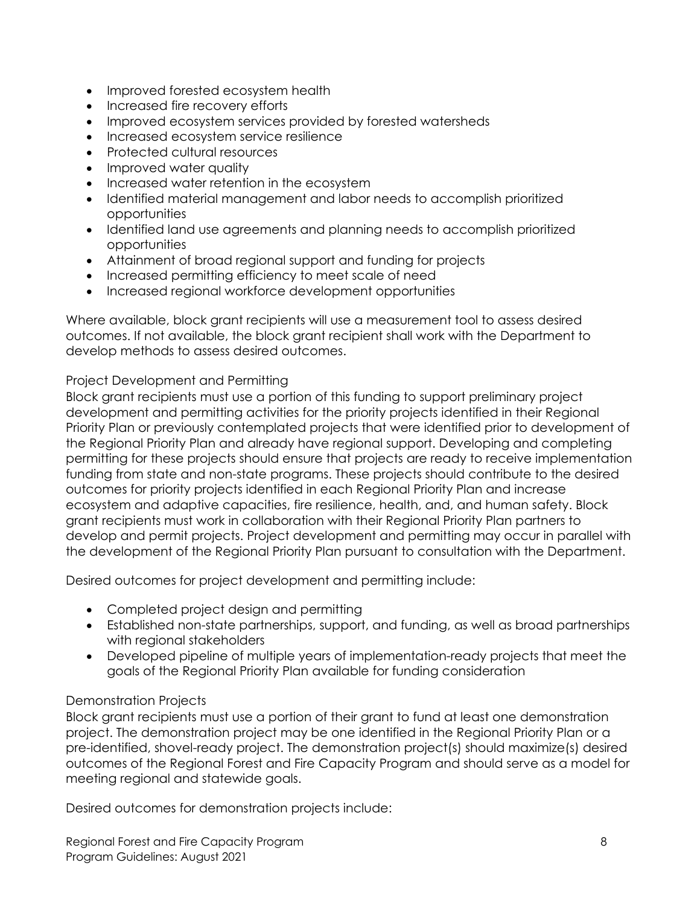- Improved forested ecosystem health
- Increased fire recovery efforts
- Improved ecosystem services provided by forested watersheds
- Increased ecosystem service resilience
- Protected cultural resources
- Improved water quality
- Increased water retention in the ecosystem
- Identified material management and labor needs to accomplish prioritized opportunities
- Identified land use agreements and planning needs to accomplish prioritized opportunities
- Attainment of broad regional support and funding for projects
- Increased permitting efficiency to meet scale of need
- Increased regional workforce development opportunities

Where available, block grant recipients will use a measurement tool to assess desired outcomes. If not available, the block grant recipient shall work with the Department to develop methods to assess desired outcomes.

### Project Development and Permitting

Block grant recipients must use a portion of this funding to support preliminary project development and permitting activities for the priority projects identified in their Regional Priority Plan or previously contemplated projects that were identified prior to development of the Regional Priority Plan and already have regional support. Developing and completing permitting for these projects should ensure that projects are ready to receive implementation funding from state and non-state programs. These projects should contribute to the desired outcomes for priority projects identified in each Regional Priority Plan and increase ecosystem and adaptive capacities, fire resilience, health, and, and human safety. Block grant recipients must work in collaboration with their Regional Priority Plan partners to develop and permit projects. Project development and permitting may occur in parallel with the development of the Regional Priority Plan pursuant to consultation with the Department.

Desired outcomes for project development and permitting include:

- Completed project design and permitting
- Established non-state partnerships, support, and funding, as well as broad partnerships with regional stakeholders
- Developed pipeline of multiple years of implementation-ready projects that meet the goals of the Regional Priority Plan available for funding consideration

### Demonstration Projects

Block grant recipients must use a portion of their grant to fund at least one demonstration project. The demonstration project may be one identified in the Regional Priority Plan or a pre-identified, shovel-ready project. The demonstration project(s) should maximize(s) desired outcomes of the Regional Forest and Fire Capacity Program and should serve as a model for meeting regional and statewide goals.

Desired outcomes for demonstration projects include: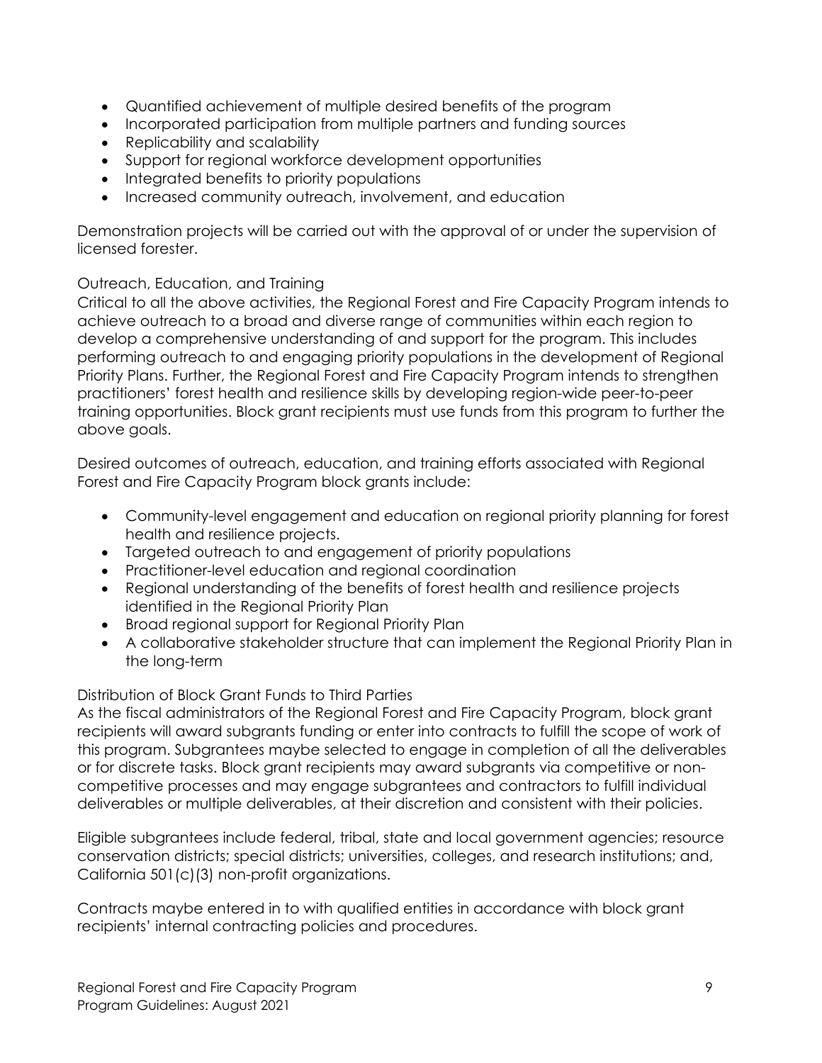- Quantified achievement of multiple desired benefits of the program
- Incorporated participation from multiple partners and funding sources
- Replicability and scalability
- Support for regional workforce development opportunities
- Integrated benefits to priority populations
- Increased community outreach, involvement, and education

Demonstration projects will be carried out with the approval of or under the supervision of licensed forester.

### Outreach, Education, and Training

Critical to all the above activities, the Regional Forest and Fire Capacity Program intends to achieve outreach to a broad and diverse range of communities within each region to develop a comprehensive understanding of and support for the program. This includes performing outreach to and engaging priority populations in the development of Regional Priority Plans. Further, the Regional Forest and Fire Capacity Program intends to strengthen practitioners' forest health and resilience skills by developing region-wide peer-to-peer training opportunities. Block grant recipients must use funds from this program to further the above goals.

Desired outcomes of outreach, education, and training efforts associated with Regional Forest and Fire Capacity Program block grants include:

- Community-level engagement and education on regional priority planning for forest health and resilience projects.
- Targeted outreach to and engagement of priority populations
- Practitioner-level education and regional coordination
- Regional understanding of the benefits of forest health and resilience projects identified in the Regional Priority Plan
- Broad regional support for Regional Priority Plan
- A collaborative stakeholder structure that can implement the Regional Priority Plan in the long-term

### Distribution of Block Grant Funds to Third Parties

As the fiscal administrators of the Regional Forest and Fire Capacity Program, block grant recipients will award subgrants funding or enter into contracts to fulfill the scope of work of this program. Subgrantees maybe selected to engage in completion of all the deliverables or for discrete tasks. Block grant recipients may award subgrants via competitive or non-competitive processes and may engage subgrantees and contractors to fulfill individual deliverables or multiple deliverables, at their discretion and consistent with their policies.

Eligible subgrantees include federal, tribal, state and local government agencies; resource conservation districts; special districts; universities, colleges, and research institutions; and, California 501(c)(3) non-profit organizations.

Contracts maybe entered in to with qualified entities in accordance with block grant recipients' internal contracting policies and procedures.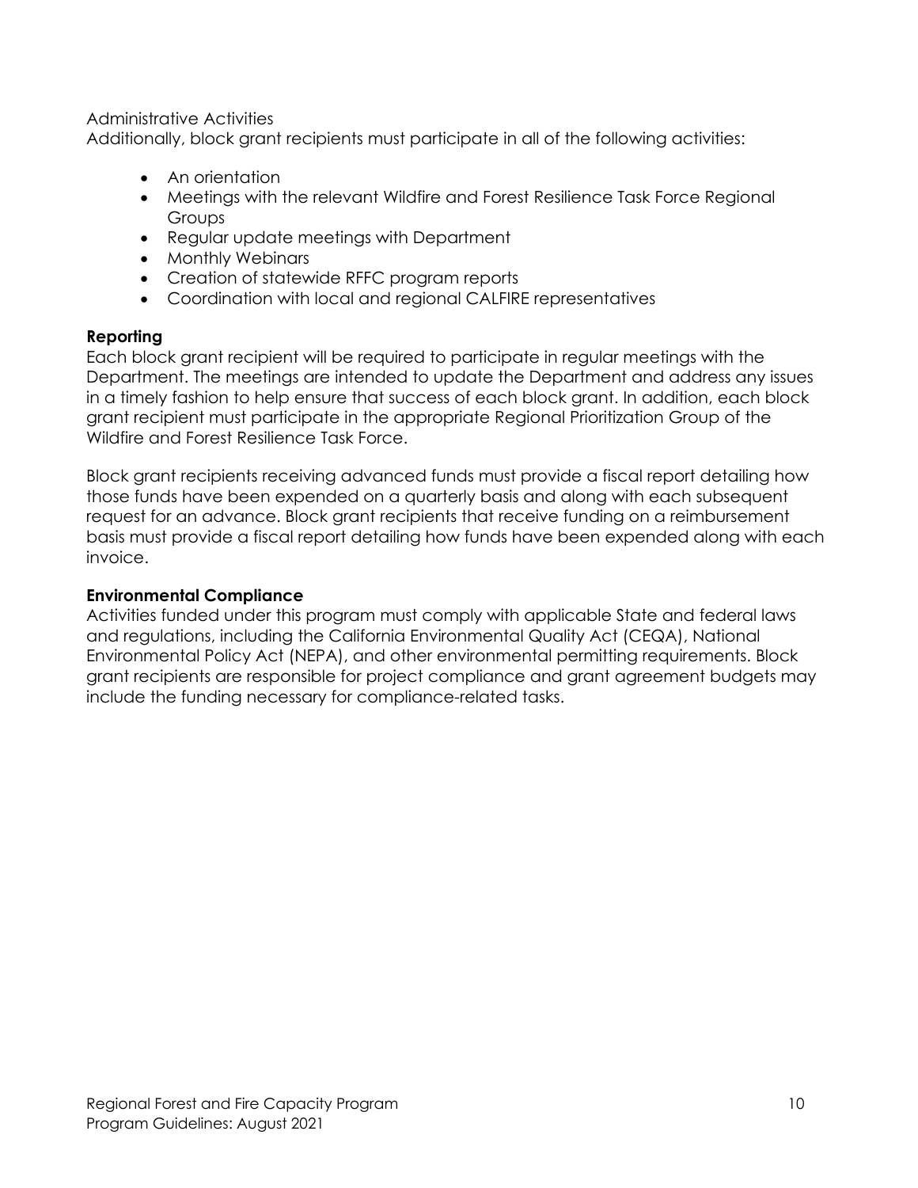Administrative Activities

Additionally, block grant recipients must participate in all of the following activities:

- An orientation
- Meetings with the relevant Wildfire and Forest Resilience Task Force Regional Groups
- Regular update meetings with Department
- Monthly Webinars
- Creation of statewide RFFC program reports
- Coordination with local and regional CALFIRE representatives

**Reporting**

Each block grant recipient will be required to participate in regular meetings with the Department. The meetings are intended to update the Department and address any issues in a timely fashion to help ensure that success of each block grant. In addition, each block grant recipient must participate in the appropriate Regional Prioritization Group of the Wildfire and Forest Resilience Task Force.

Block grant recipients receiving advanced funds must provide a fiscal report detailing how those funds have been expended on a quarterly basis and along with each subsequent request for an advance. Block grant recipients that receive funding on a reimbursement basis must provide a fiscal report detailing how funds have been expended along with each invoice.

**Environmental Compliance**

Activities funded under this program must comply with applicable State and federal laws and regulations, including the California Environmental Quality Act (CEQA), National Environmental Policy Act (NEPA), and other environmental permitting requirements. Block grant recipients are responsible for project compliance and grant agreement budgets may include the funding necessary for compliance-related tasks.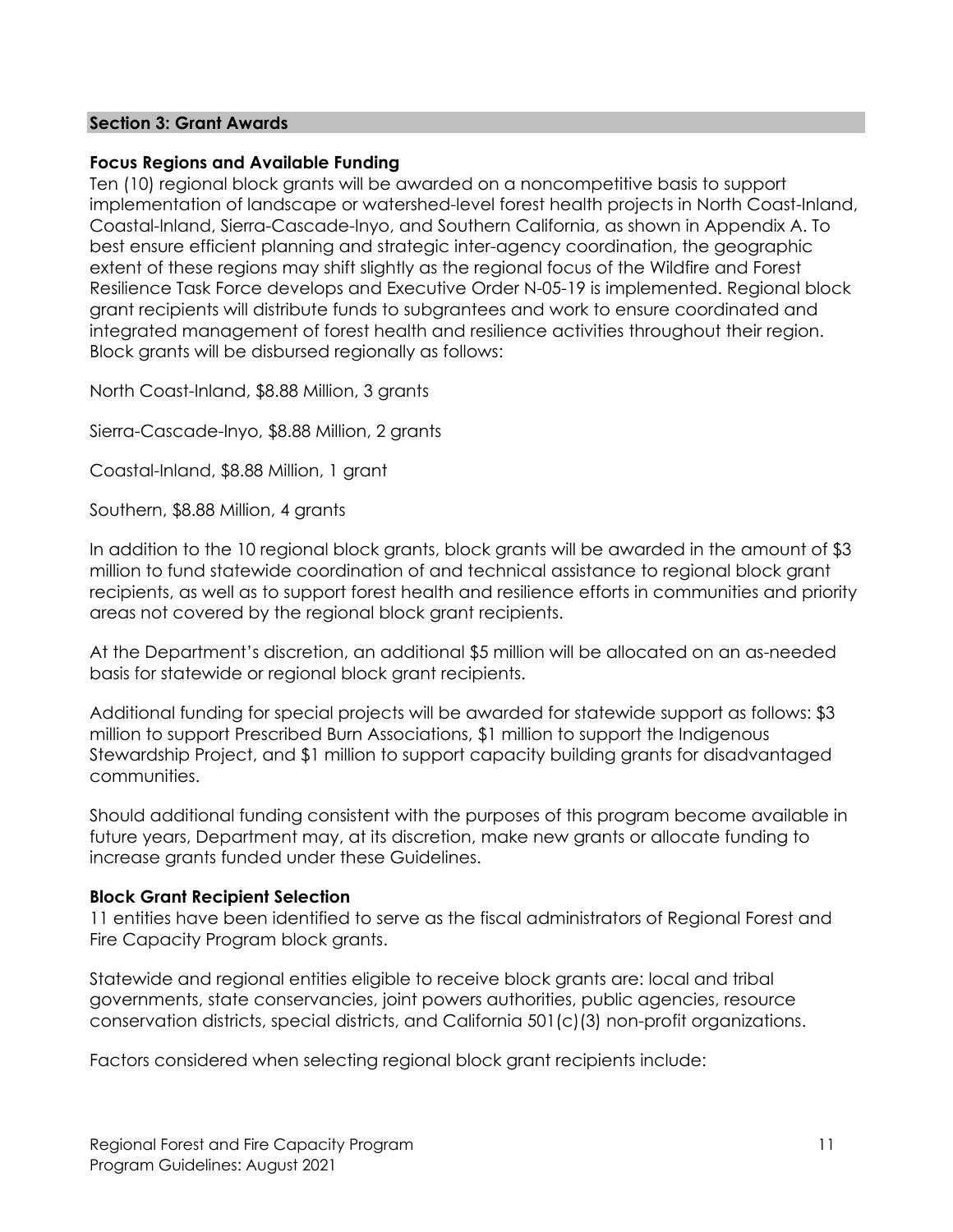## Section 3: Grant Awards

### Focus Regions and Available Funding

Ten (10) regional block grants will be awarded on a noncompetitive basis to support implementation of landscape or watershed-level forest health projects in North Coast-Inland, Coastal-Inland, Sierra-Cascade-Inyo, and Southern California, as shown in Appendix A. To best ensure efficient planning and strategic inter-agency coordination, the geographic extent of these regions may shift slightly as the regional focus of the Wildfire and Forest Resilience Task Force develops and Executive Order N-05-19 is implemented. Regional block grant recipients will distribute funds to subgrantees and work to ensure coordinated and integrated management of forest health and resilience activities throughout their region. Block grants will be disbursed regionally as follows:

North Coast-Inland, $8.88 Million, 3 grants

Sierra-Cascade-Inyo, $8.88 Million, 2 grants

Coastal-Inland, $8.88 Million, 1 grant

Southern, $8.88 Million, 4 grants

In addition to the 10 regional block grants, block grants will be awarded in the amount of $3 million to fund statewide coordination of and technical assistance to regional block grant recipients, as well as to support forest health and resilience efforts in communities and priority areas not covered by the regional block grant recipients.

At the Department's discretion, an additional $5 million will be allocated on an as-needed basis for statewide or regional block grant recipients.

Additional funding for special projects will be awarded for statewide support as follows: $3 million to support Prescribed Burn Associations, $1 million to support the Indigenous Stewardship Project, and $1 million to support capacity building grants for disadvantaged communities.

Should additional funding consistent with the purposes of this program become available in future years, Department may, at its discretion, make new grants or allocate funding to increase grants funded under these Guidelines.

### Block Grant Recipient Selection

11 entities have been identified to serve as the fiscal administrators of Regional Forest and Fire Capacity Program block grants.

Statewide and regional entities eligible to receive block grants are: local and tribal governments, state conservancies, joint powers authorities, public agencies, resource conservation districts, special districts, and California 501(c)(3) non-profit organizations.

Factors considered when selecting regional block grant recipients include: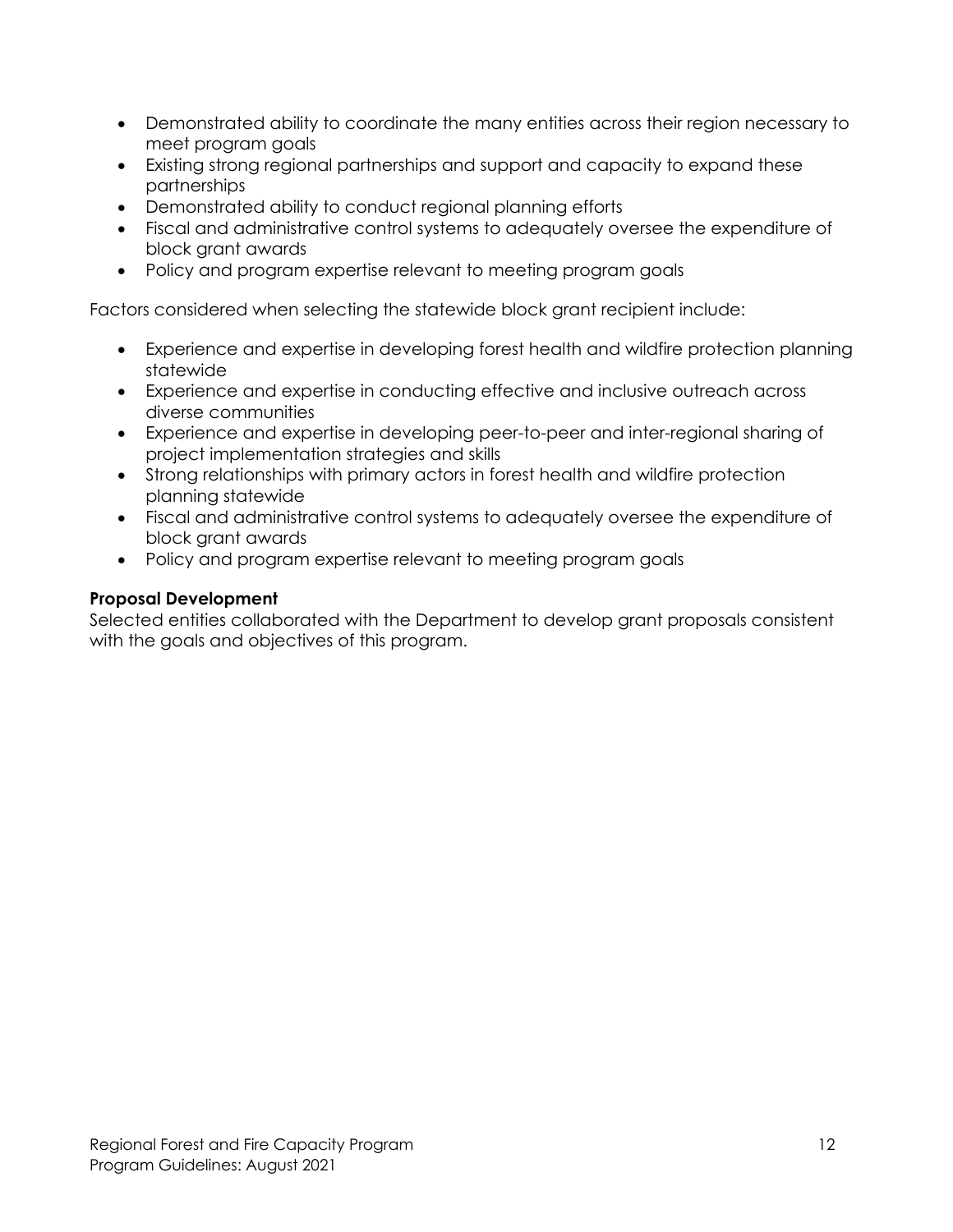- Demonstrated ability to coordinate the many entities across their region necessary to meet program goals
- Existing strong regional partnerships and support and capacity to expand these partnerships
- Demonstrated ability to conduct regional planning efforts
- Fiscal and administrative control systems to adequately oversee the expenditure of block grant awards
- Policy and program expertise relevant to meeting program goals

Factors considered when selecting the statewide block grant recipient include:

- Experience and expertise in developing forest health and wildfire protection planning statewide
- Experience and expertise in conducting effective and inclusive outreach across diverse communities
- Experience and expertise in developing peer-to-peer and inter-regional sharing of project implementation strategies and skills
- Strong relationships with primary actors in forest health and wildfire protection planning statewide
- Fiscal and administrative control systems to adequately oversee the expenditure of block grant awards
- Policy and program expertise relevant to meeting program goals

**Proposal Development**

Selected entities collaborated with the Department to develop grant proposals consistent with the goals and objectives of this program.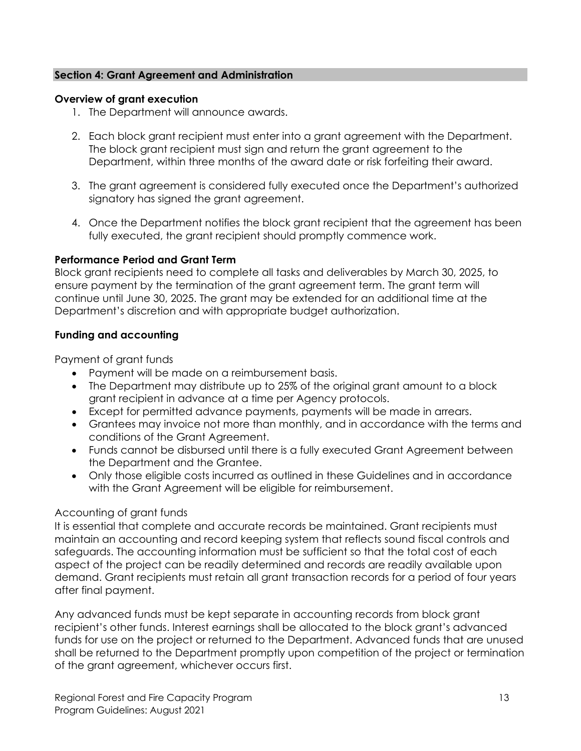## Section 4: Grant Agreement and Administration

### Overview of grant execution

1. The Department will announce awards.

2. Each block grant recipient must enter into a grant agreement with the Department. The block grant recipient must sign and return the grant agreement to the Department, within three months of the award date or risk forfeiting their award.

3. The grant agreement is considered fully executed once the Department's authorized signatory has signed the grant agreement.

4. Once the Department notifies the block grant recipient that the agreement has been fully executed, the grant recipient should promptly commence work.

### Performance Period and Grant Term

Block grant recipients need to complete all tasks and deliverables by March 30, 2025, to ensure payment by the termination of the grant agreement term. The grant term will continue until June 30, 2025. The grant may be extended for an additional time at the Department's discretion and with appropriate budget authorization.

### Funding and accounting

Payment of grant funds

- Payment will be made on a reimbursement basis.
- The Department may distribute up to 25% of the original grant amount to a block grant recipient in advance at a time per Agency protocols.
- Except for permitted advance payments, payments will be made in arrears.
- Grantees may invoice not more than monthly, and in accordance with the terms and conditions of the Grant Agreement.
- Funds cannot be disbursed until there is a fully executed Grant Agreement between the Department and the Grantee.
- Only those eligible costs incurred as outlined in these Guidelines and in accordance with the Grant Agreement will be eligible for reimbursement.

Accounting of grant funds

It is essential that complete and accurate records be maintained. Grant recipients must maintain an accounting and record keeping system that reflects sound fiscal controls and safeguards. The accounting information must be sufficient so that the total cost of each aspect of the project can be readily determined and records are readily available upon demand. Grant recipients must retain all grant transaction records for a period of four years after final payment.

Any advanced funds must be kept separate in accounting records from block grant recipient's other funds. Interest earnings shall be allocated to the block grant's advanced funds for use on the project or returned to the Department. Advanced funds that are unused shall be returned to the Department promptly upon competition of the project or termination of the grant agreement, whichever occurs first.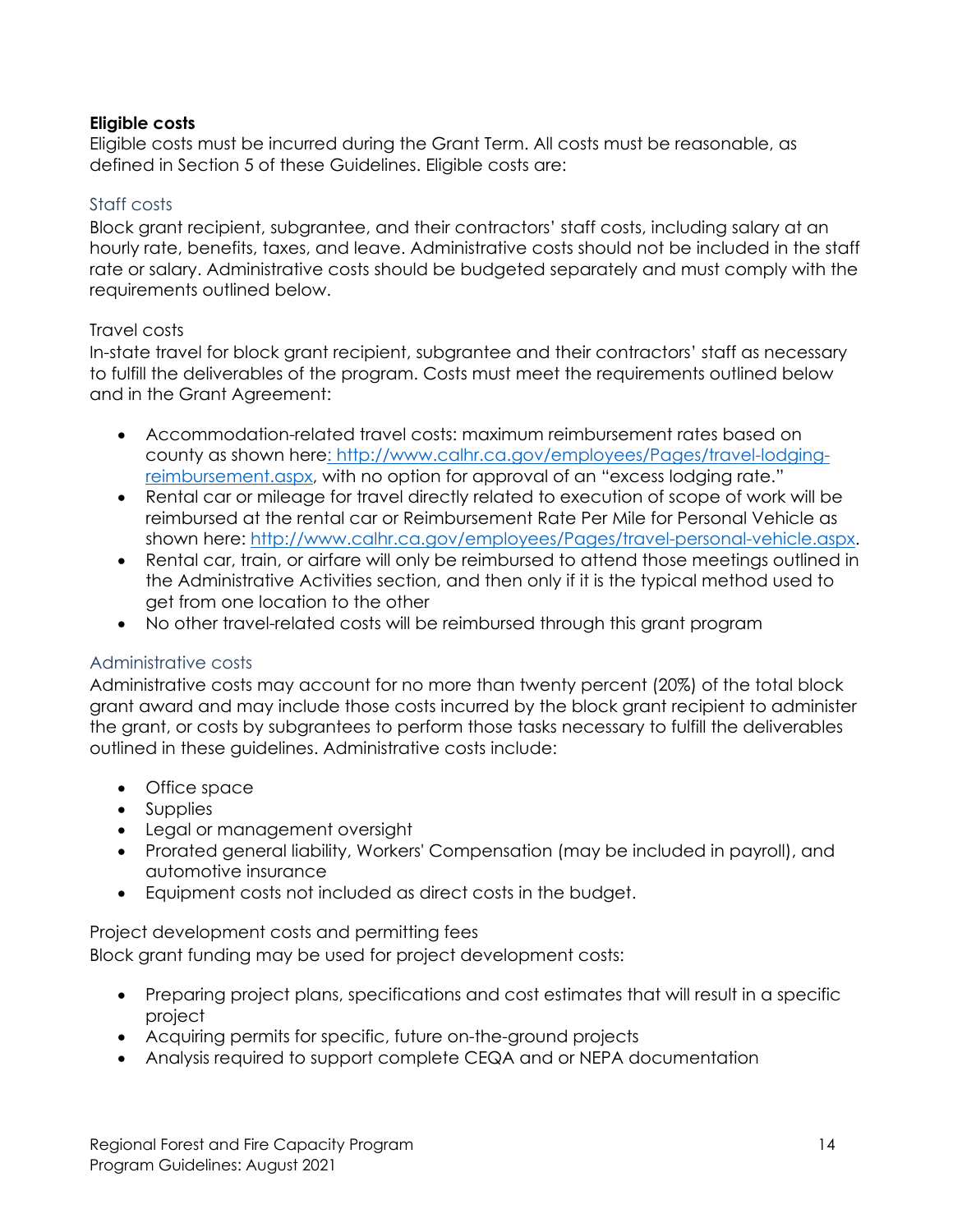**Eligible costs**

Eligible costs must be incurred during the Grant Term. All costs must be reasonable, as defined in Section 5 of these Guidelines. Eligible costs are:

### Staff costs

Block grant recipient, subgrantee, and their contractors' staff costs, including salary at an hourly rate, benefits, taxes, and leave. Administrative costs should not be included in the staff rate or salary. Administrative costs should be budgeted separately and must comply with the requirements outlined below.

### Travel costs

In-state travel for block grant recipient, subgrantee and their contractors' staff as necessary to fulfill the deliverables of the program. Costs must meet the requirements outlined below and in the Grant Agreement:

- Accommodation-related travel costs: maximum reimbursement rates based on county as shown here: http://www.calhr.ca.gov/employees/Pages/travel-lodging-reimbursement.aspx, with no option for approval of an "excess lodging rate."
- Rental car or mileage for travel directly related to execution of scope of work will be reimbursed at the rental car or Reimbursement Rate Per Mile for Personal Vehicle as shown here: http://www.calhr.ca.gov/employees/Pages/travel-personal-vehicle.aspx.
- Rental car, train, or airfare will only be reimbursed to attend those meetings outlined in the Administrative Activities section, and then only if it is the typical method used to get from one location to the other
- No other travel-related costs will be reimbursed through this grant program

### Administrative costs

Administrative costs may account for no more than twenty percent (20%) of the total block grant award and may include those costs incurred by the block grant recipient to administer the grant, or costs by subgrantees to perform those tasks necessary to fulfill the deliverables outlined in these guidelines. Administrative costs include:

- Office space
- Supplies
- Legal or management oversight
- Prorated general liability, Workers' Compensation (may be included in payroll), and automotive insurance
- Equipment costs not included as direct costs in the budget.

### Project development costs and permitting fees

Block grant funding may be used for project development costs:

- Preparing project plans, specifications and cost estimates that will result in a specific project
- Acquiring permits for specific, future on-the-ground projects
- Analysis required to support complete CEQA and or NEPA documentation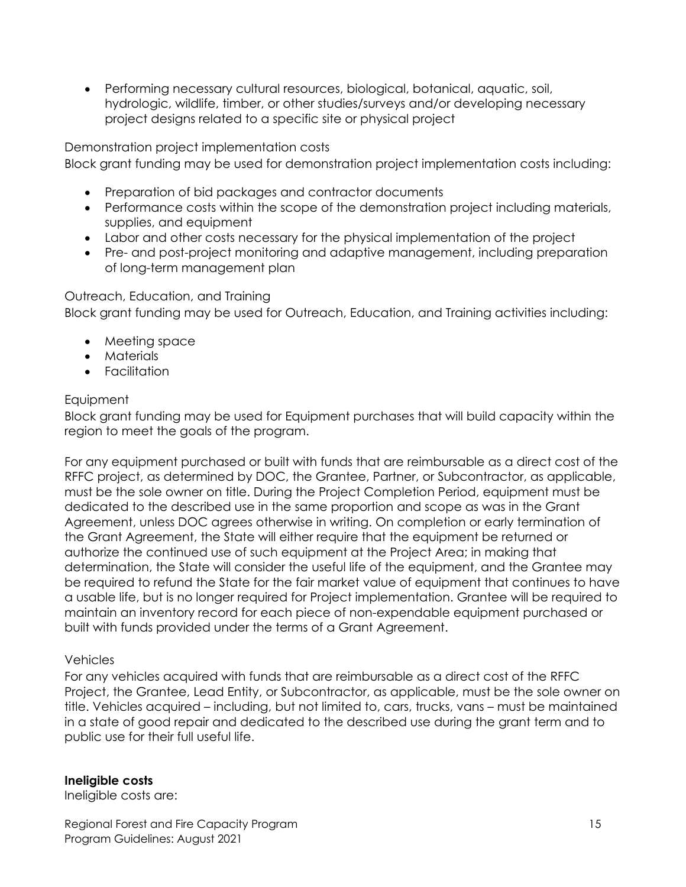- Performing necessary cultural resources, biological, botanical, aquatic, soil, hydrologic, wildlife, timber, or other studies/surveys and/or developing necessary project designs related to a specific site or physical project

Demonstration project implementation costs

Block grant funding may be used for demonstration project implementation costs including:

- Preparation of bid packages and contractor documents
- Performance costs within the scope of the demonstration project including materials, supplies, and equipment
- Labor and other costs necessary for the physical implementation of the project
- Pre- and post-project monitoring and adaptive management, including preparation of long-term management plan

Outreach, Education, and Training

Block grant funding may be used for Outreach, Education, and Training activities including:

- Meeting space
- Materials
- Facilitation

Equipment

Block grant funding may be used for Equipment purchases that will build capacity within the region to meet the goals of the program.

For any equipment purchased or built with funds that are reimbursable as a direct cost of the RFFC project, as determined by DOC, the Grantee, Partner, or Subcontractor, as applicable, must be the sole owner on title. During the Project Completion Period, equipment must be dedicated to the described use in the same proportion and scope as was in the Grant Agreement, unless DOC agrees otherwise in writing. On completion or early termination of the Grant Agreement, the State will either require that the equipment be returned or authorize the continued use of such equipment at the Project Area; in making that determination, the State will consider the useful life of the equipment, and the Grantee may be required to refund the State for the fair market value of equipment that continues to have a usable life, but is no longer required for Project implementation. Grantee will be required to maintain an inventory record for each piece of non-expendable equipment purchased or built with funds provided under the terms of a Grant Agreement.

Vehicles

For any vehicles acquired with funds that are reimbursable as a direct cost of the RFFC Project, the Grantee, Lead Entity, or Subcontractor, as applicable, must be the sole owner on title. Vehicles acquired – including, but not limited to, cars, trucks, vans – must be maintained in a state of good repair and dedicated to the described use during the grant term and to public use for their full useful life.

**Ineligible costs**

Ineligible costs are: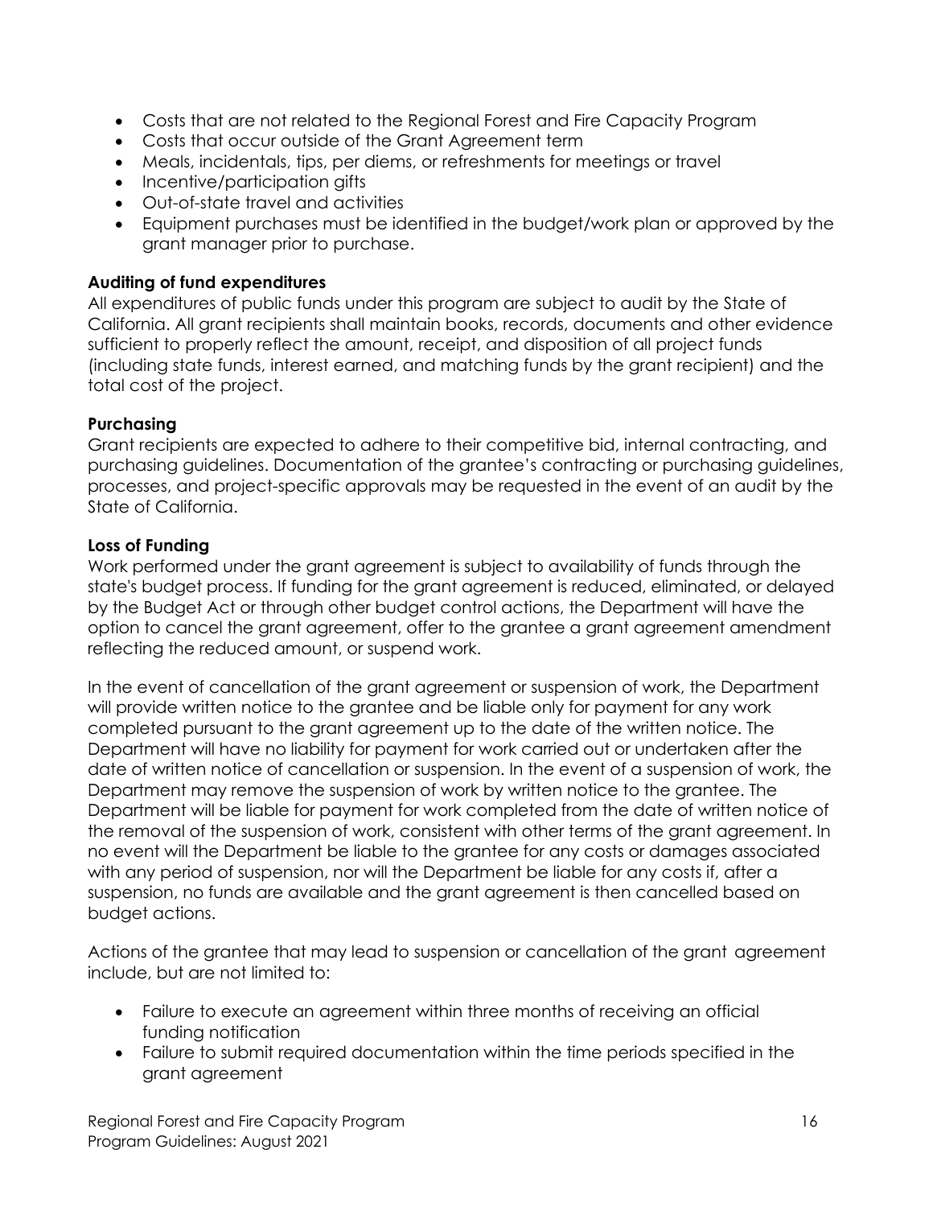- Costs that are not related to the Regional Forest and Fire Capacity Program
- Costs that occur outside of the Grant Agreement term
- Meals, incidentals, tips, per diems, or refreshments for meetings or travel
- Incentive/participation gifts
- Out-of-state travel and activities
- Equipment purchases must be identified in the budget/work plan or approved by the grant manager prior to purchase.

**Auditing of fund expenditures**
All expenditures of public funds under this program are subject to audit by the State of California. All grant recipients shall maintain books, records, documents and other evidence sufficient to properly reflect the amount, receipt, and disposition of all project funds (including state funds, interest earned, and matching funds by the grant recipient) and the total cost of the project.

**Purchasing**
Grant recipients are expected to adhere to their competitive bid, internal contracting, and purchasing guidelines. Documentation of the grantee's contracting or purchasing guidelines, processes, and project-specific approvals may be requested in the event of an audit by the State of California.

**Loss of Funding**
Work performed under the grant agreement is subject to availability of funds through the state's budget process. If funding for the grant agreement is reduced, eliminated, or delayed by the Budget Act or through other budget control actions, the Department will have the option to cancel the grant agreement, offer to the grantee a grant agreement amendment reflecting the reduced amount, or suspend work.

In the event of cancellation of the grant agreement or suspension of work, the Department will provide written notice to the grantee and be liable only for payment for any work completed pursuant to the grant agreement up to the date of the written notice. The Department will have no liability for payment for work carried out or undertaken after the date of written notice of cancellation or suspension. In the event of a suspension of work, the Department may remove the suspension of work by written notice to the grantee. The Department will be liable for payment for work completed from the date of written notice of the removal of the suspension of work, consistent with other terms of the grant agreement. In no event will the Department be liable to the grantee for any costs or damages associated with any period of suspension, nor will the Department be liable for any costs if, after a suspension, no funds are available and the grant agreement is then cancelled based on budget actions.

Actions of the grantee that may lead to suspension or cancellation of the grant agreement include, but are not limited to:

- Failure to execute an agreement within three months of receiving an official funding notification
- Failure to submit required documentation within the time periods specified in the grant agreement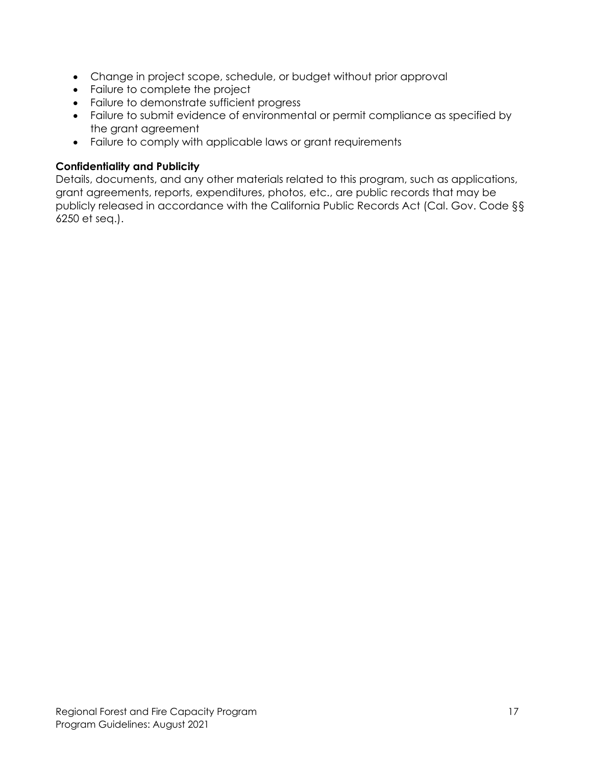- Change in project scope, schedule, or budget without prior approval
- Failure to complete the project
- Failure to demonstrate sufficient progress
- Failure to submit evidence of environmental or permit compliance as specified by the grant agreement
- Failure to comply with applicable laws or grant requirements

**Confidentiality and Publicity**

Details, documents, and any other materials related to this program, such as applications, grant agreements, reports, expenditures, photos, etc., are public records that may be publicly released in accordance with the California Public Records Act (Cal. Gov. Code §§ 6250 et seq.).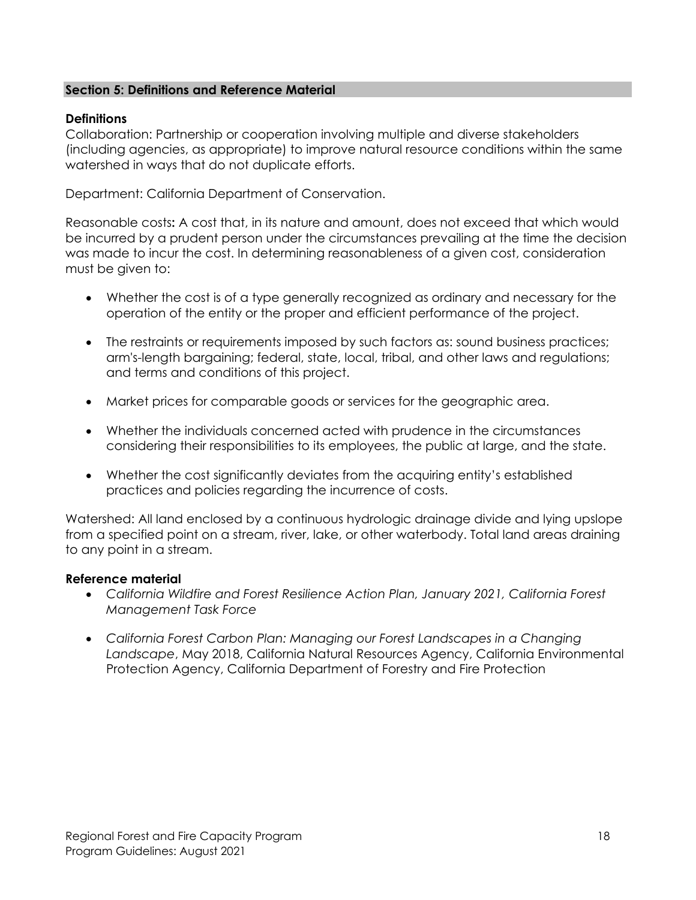## Section 5: Definitions and Reference Material

### Definitions

Collaboration: Partnership or cooperation involving multiple and diverse stakeholders (including agencies, as appropriate) to improve natural resource conditions within the same watershed in ways that do not duplicate efforts.

Department: California Department of Conservation.

Reasonable costs**:** A cost that, in its nature and amount, does not exceed that which would be incurred by a prudent person under the circumstances prevailing at the time the decision was made to incur the cost. In determining reasonableness of a given cost, consideration must be given to:

- Whether the cost is of a type generally recognized as ordinary and necessary for the operation of the entity or the proper and efficient performance of the project.
- The restraints or requirements imposed by such factors as: sound business practices; arm's-length bargaining; federal, state, local, tribal, and other laws and regulations; and terms and conditions of this project.
- Market prices for comparable goods or services for the geographic area.
- Whether the individuals concerned acted with prudence in the circumstances considering their responsibilities to its employees, the public at large, and the state.
- Whether the cost significantly deviates from the acquiring entity's established practices and policies regarding the incurrence of costs.

Watershed: All land enclosed by a continuous hydrologic drainage divide and lying upslope from a specified point on a stream, river, lake, or other waterbody. Total land areas draining to any point in a stream.

### Reference material

- *California Wildfire and Forest Resilience Action Plan, January 2021, California Forest Management Task Force*
- *California Forest Carbon Plan: Managing our Forest Landscapes in a Changing Landscape*, May 2018, California Natural Resources Agency, California Environmental Protection Agency, California Department of Forestry and Fire Protection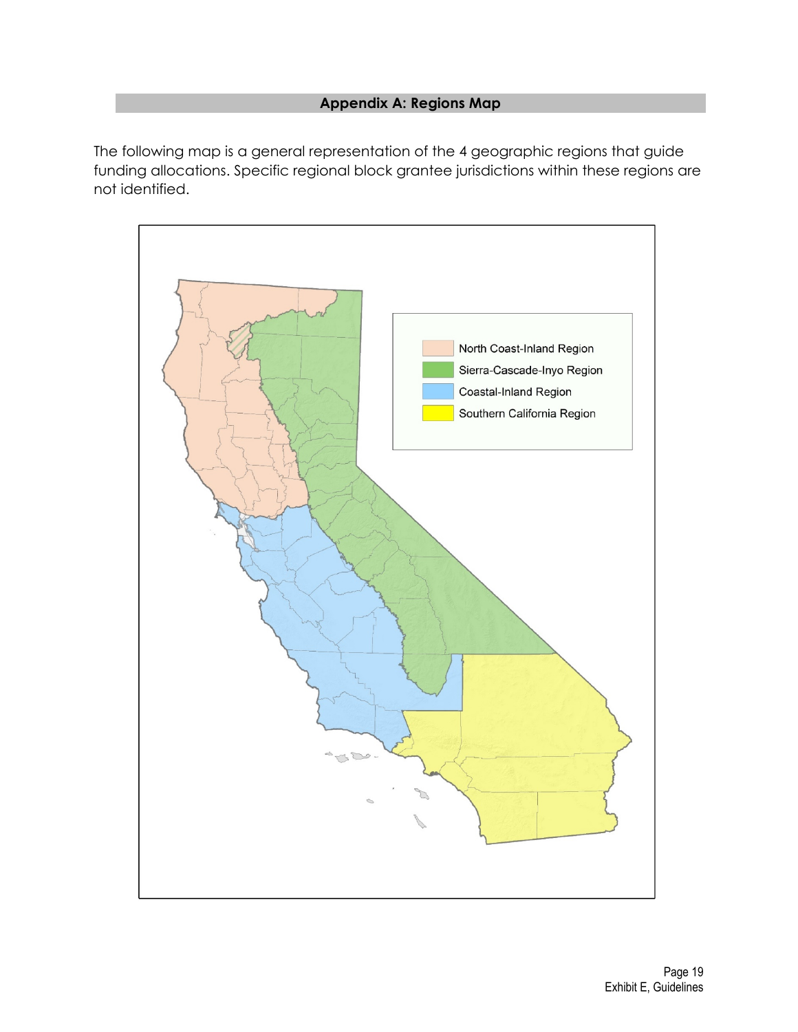## Appendix A: Regions Map

The following map is a general representation of the 4 geographic regions that guide funding allocations. Specific regional block grantee jurisdictions within these regions are not identified.

North Coast-Inland Region
Sierra-Cascade-Inyo Region
Coastal-Inland Region
Southern California Region